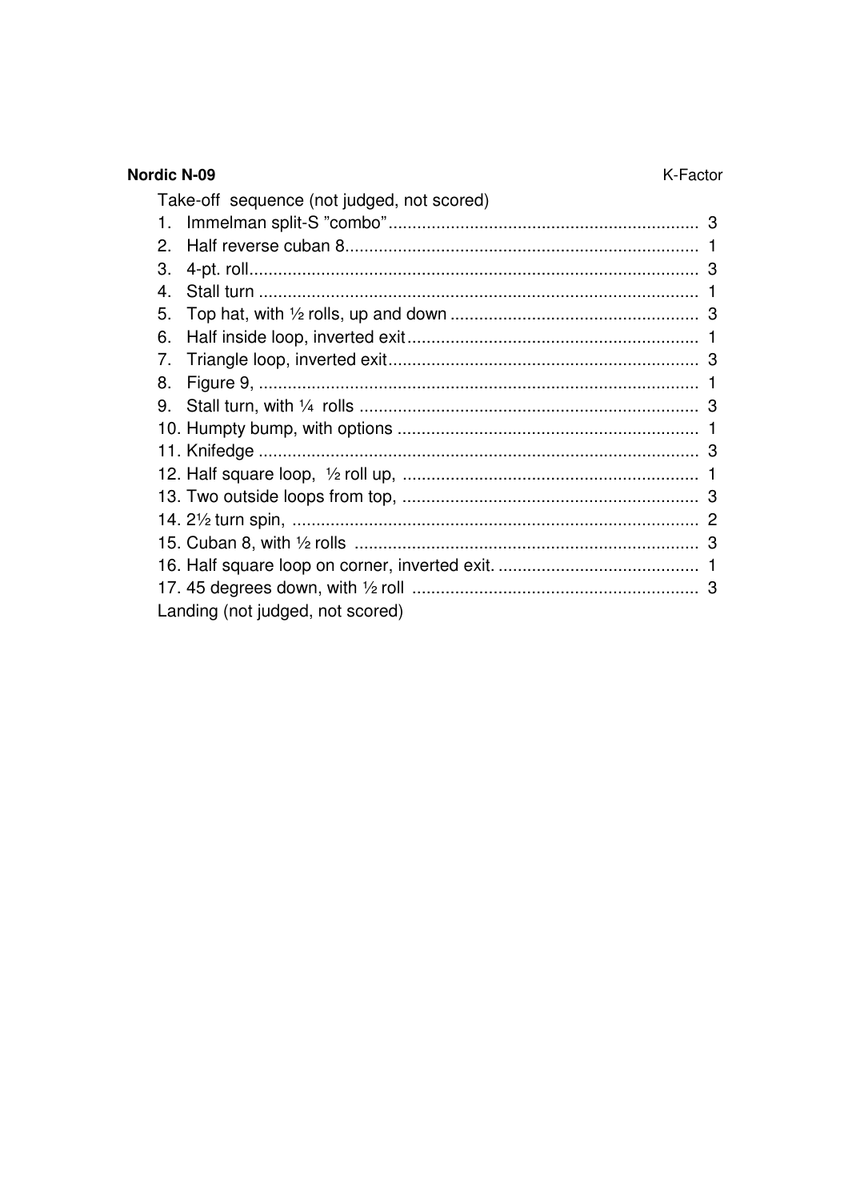**Nordic N-09** K-Factor

Take-off sequence (not judged, not scored)

1. Immelman split-S ”combo”................................................................ 3
2. Half reverse cuban 8......................................................................... 1
3. 4-pt. roll............................................................................................ 3
4. Stall turn .......................................................................................... 1
5. Top hat, with ½ rolls, up and down .................................................... 3
6. Half inside loop, inverted exit............................................................ 1
7. Triangle loop, inverted exit................................................................ 3
8. Figure 9, ........................................................................................... 1
9. Stall turn, with ¼ rolls ...................................................................... 3
10. Humpty bump, with options .............................................................. 1
11. Knifedge ........................................................................................... 3
12. Half square loop, ½ roll up, ............................................................. 1
13. Two outside loops from top, ............................................................. 3
14. 2½ turn spin, .................................................................................... 2
15. Cuban 8, with ½ rolls ....................................................................... 3
16. Half square loop on corner, inverted exit. .......................................... 1
17. 45 degrees down, with ½ roll ........................................................... 3

Landing (not judged, not scored)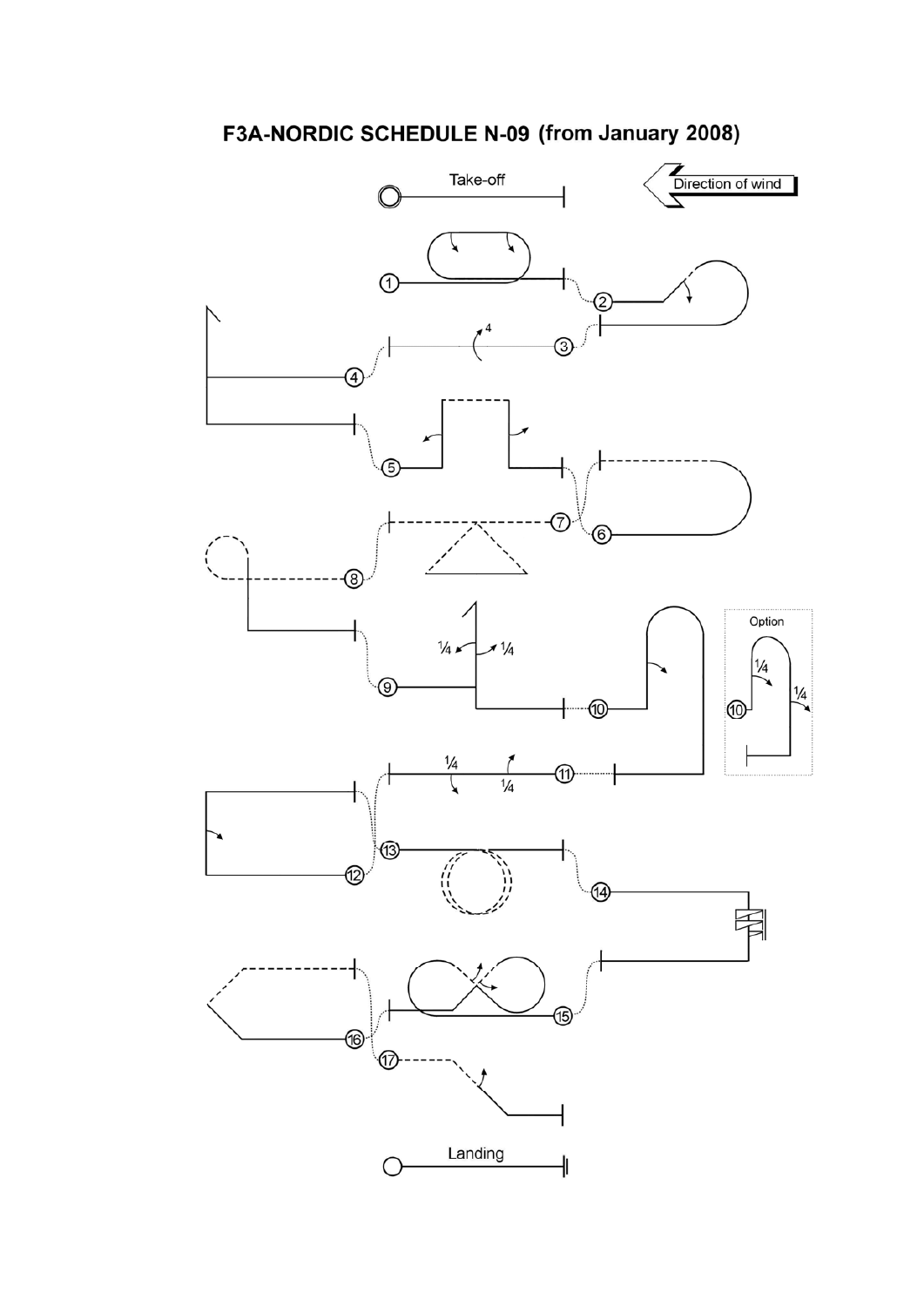# F3A-NORDIC SCHEDULE N-09 (from January 2008)

Take-off

Direction of wind

1

2

3

4

5

6

7

8

9

10

Option

11

12

13

14

15

16

17

Landing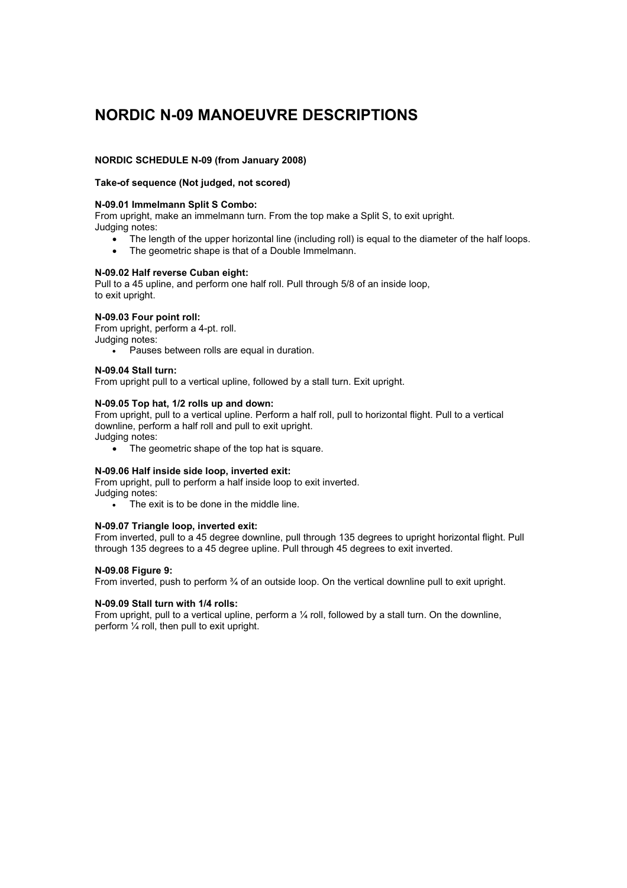# NORDIC N-09 MANOEUVRE DESCRIPTIONS

**NORDIC SCHEDULE N-09 (from January 2008)**

**Take-of sequence (Not judged, not scored)**

**N-09.01 Immelmann Split S Combo:**
From upright, make an immelmann turn. From the top make a Split S, to exit upright.
Judging notes:

- The length of the upper horizontal line (including roll) is equal to the diameter of the half loops.
- The geometric shape is that of a Double Immelmann.

**N-09.02 Half reverse Cuban eight:**
Pull to a 45 upline, and perform one half roll. Pull through 5/8 of an inside loop,
to exit upright.

**N-09.03 Four point roll:**
From upright, perform a 4-pt. roll.
Judging notes:

- Pauses between rolls are equal in duration.

**N-09.04 Stall turn:**
From upright pull to a vertical upline, followed by a stall turn. Exit upright.

**N-09.05 Top hat, 1/2 rolls up and down:**
From upright, pull to a vertical upline. Perform a half roll, pull to horizontal flight. Pull to a vertical downline, perform a half roll and pull to exit upright.
Judging notes:

- The geometric shape of the top hat is square.

**N-09.06 Half inside side loop, inverted exit:**
From upright, pull to perform a half inside loop to exit inverted.
Judging notes:

- The exit is to be done in the middle line.

**N-09.07 Triangle loop, inverted exit:**
From inverted, pull to a 45 degree downline, pull through 135 degrees to upright horizontal flight. Pull through 135 degrees to a 45 degree upline. Pull through 45 degrees to exit inverted.

**N-09.08 Figure 9:**
From inverted, push to perform ¾ of an outside loop. On the vertical downline pull to exit upright.

**N-09.09 Stall turn with 1/4 rolls:**
From upright, pull to a vertical upline, perform a ¼ roll, followed by a stall turn. On the downline, perform ¼ roll, then pull to exit upright.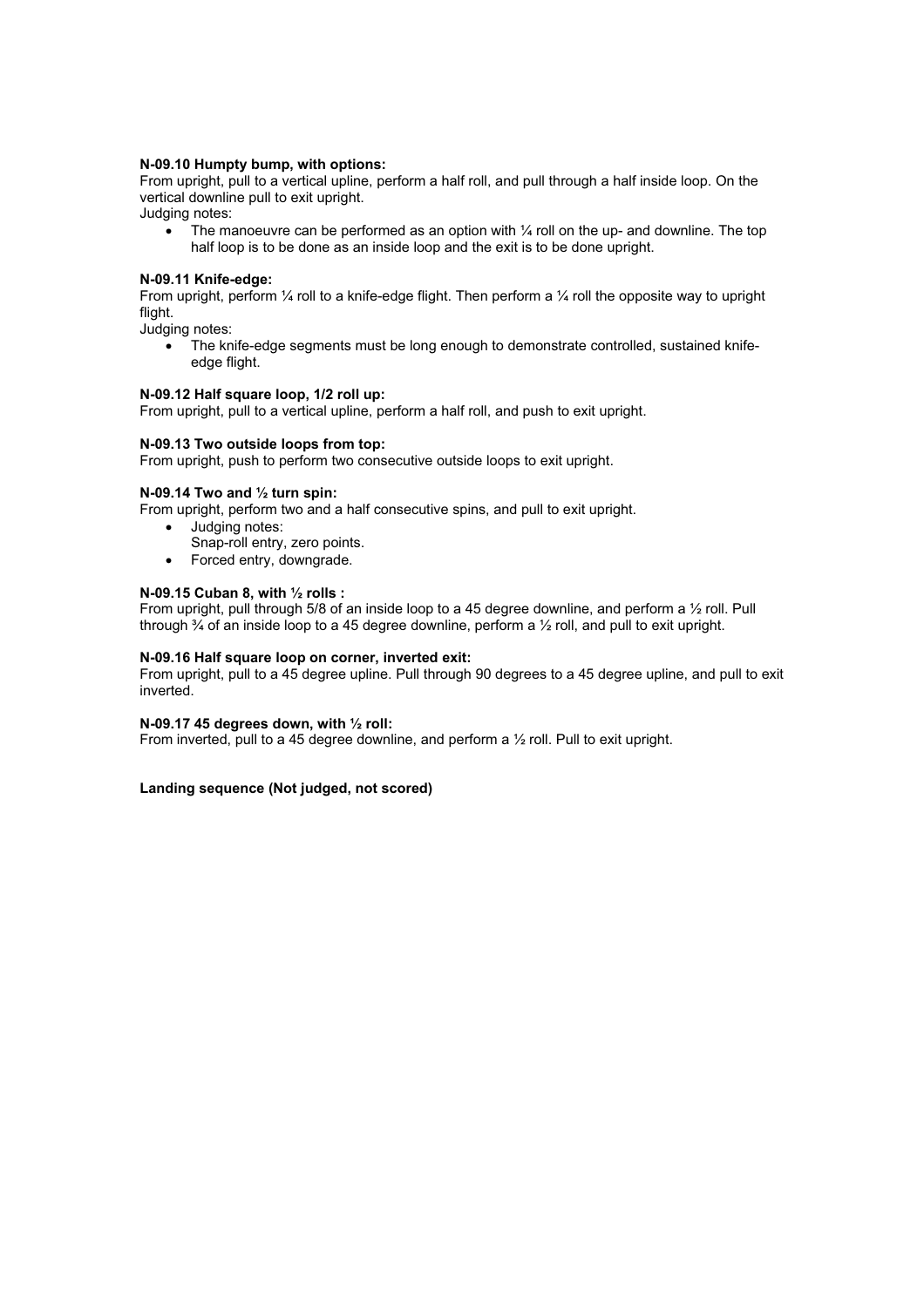**N-09.10 Humpty bump, with options:**
From upright, pull to a vertical upline, perform a half roll, and pull through a half inside loop. On the vertical downline pull to exit upright.
Judging notes:

- The manoeuvre can be performed as an option with ¼ roll on the up- and downline. The top half loop is to be done as an inside loop and the exit is to be done upright.

**N-09.11 Knife-edge:**
From upright, perform ¼ roll to a knife-edge flight. Then perform a ¼ roll the opposite way to upright flight.
Judging notes:

- The knife-edge segments must be long enough to demonstrate controlled, sustained knife-edge flight.

**N-09.12 Half square loop, 1/2 roll up:**
From upright, pull to a vertical upline, perform a half roll, and push to exit upright.

**N-09.13 Two outside loops from top:**
From upright, push to perform two consecutive outside loops to exit upright.

**N-09.14 Two and ½ turn spin:**
From upright, perform two and a half consecutive spins, and pull to exit upright.

- Judging notes:
  Snap-roll entry, zero points.
- Forced entry, downgrade.

**N-09.15 Cuban 8, with ½ rolls :**
From upright, pull through 5/8 of an inside loop to a 45 degree downline, and perform a ½ roll. Pull through ¾ of an inside loop to a 45 degree downline, perform a ½ roll, and pull to exit upright.

**N-09.16 Half square loop on corner, inverted exit:**
From upright, pull to a 45 degree upline. Pull through 90 degrees to a 45 degree upline, and pull to exit inverted.

**N-09.17 45 degrees down, with ½ roll:**
From inverted, pull to a 45 degree downline, and perform a ½ roll. Pull to exit upright.

**Landing sequence (Not judged, not scored)**